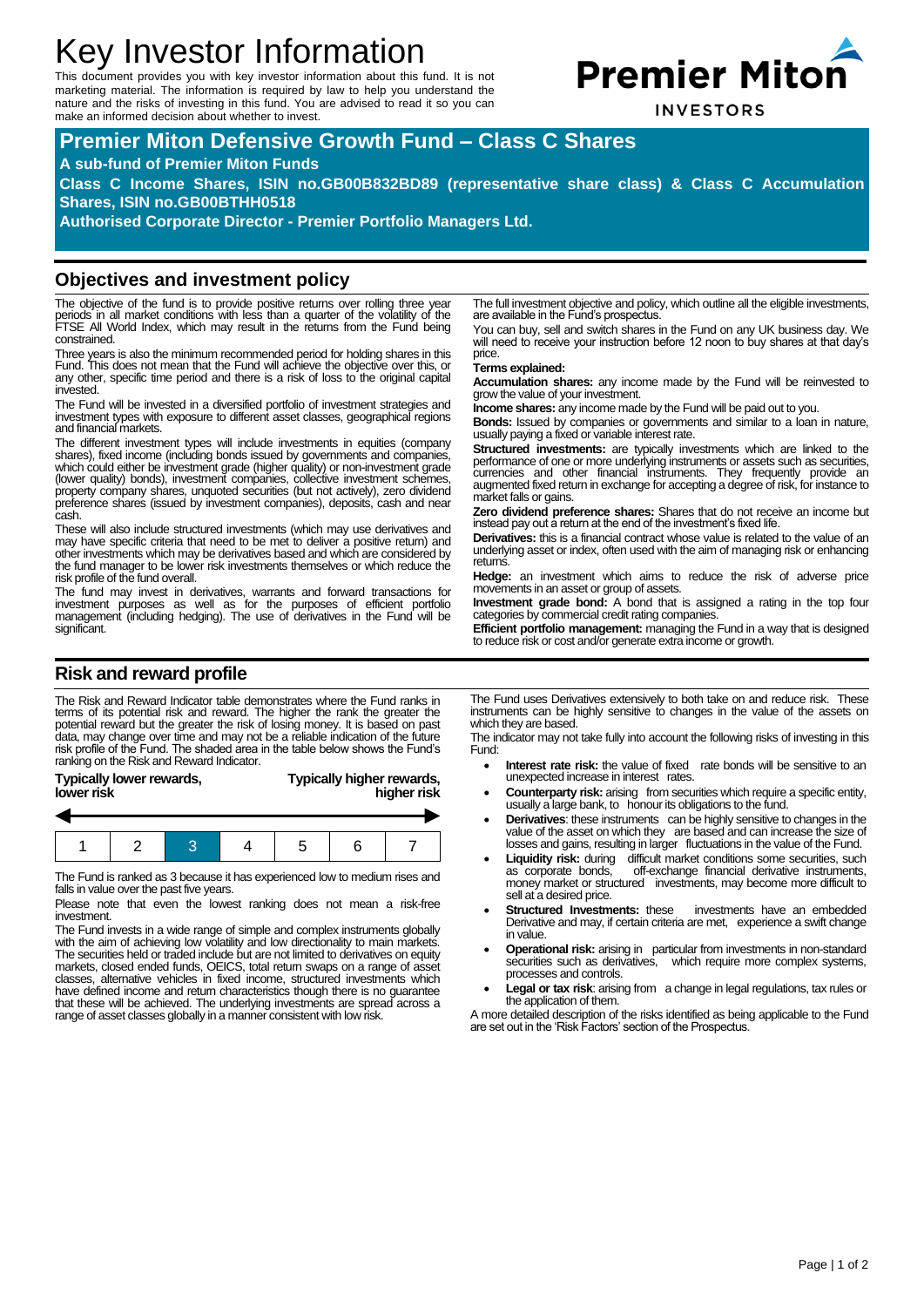# Key Investor Information

This document provides you with key investor information about this fund. It is not marketing material. The information is required by law to help you understand the nature and the risks of investing in this fund. You are advised to read it so you can make an informed decision about whether to invest.

Premier Miton INVESTORS

## Premier Miton Defensive Growth Fund – Class C Shares

**A sub-fund of Premier Miton Funds**

**Class C Income Shares, ISIN no.GB00B832BD89 (representative share class) & Class C Accumulation Shares, ISIN no.GB00BTHH0518**

**Authorised Corporate Director - Premier Portfolio Managers Ltd.**

## Objectives and investment policy

The objective of the fund is to provide positive returns over rolling three year periods in all market conditions with less than a quarter of the volatility of the FTSE All World Index, which may result in the returns from the Fund being constrained.

Three years is also the minimum recommended period for holding shares in this Fund. This does not mean that the Fund will achieve the objective over this, or any other, specific time period and there is a risk of loss to the original capital invested.

The Fund will be invested in a diversified portfolio of investment strategies and investment types with exposure to different asset classes, geographical regions and financial markets.

The different investment types will include investments in equities (company shares), fixed income (including bonds issued by governments and companies, which could either be investment grade (higher quality) or non-investment grade (lower quality) bonds), investment companies, collective investment schemes, property company shares, unquoted securities (but not actively), zero dividend preference shares (issued by investment companies), deposits, cash and near cash.

These will also include structured investments (which may use derivatives and may have specific criteria that need to be met to deliver a positive return) and other investments which may be derivatives based and which are considered by the fund manager to be lower risk investments themselves or which reduce the risk profile of the fund overall.

The fund may invest in derivatives, warrants and forward transactions for investment purposes as well as for the purposes of efficient portfolio management (including hedging). The use of derivatives in the Fund will be significant.

The full investment objective and policy, which outline all the eligible investments, are available in the Fund's prospectus.

You can buy, sell and switch shares in the Fund on any UK business day. We will need to receive your instruction before 12 noon to buy shares at that day's price.

**Terms explained:**

**Accumulation shares:** any income made by the Fund will be reinvested to grow the value of your investment.

**Income shares:** any income made by the Fund will be paid out to you.

**Bonds:** Issued by companies or governments and similar to a loan in nature, usually paying a fixed or variable interest rate.

**Structured investments:** are typically investments which are linked to the performance of one or more underlying instruments or assets such as securities, currencies and other financial instruments. They frequently provide an augmented fixed return in exchange for accepting a degree of risk, for instance to market falls or gains.

**Zero dividend preference shares:** Shares that do not receive an income but instead pay out a return at the end of the investment's fixed life.

**Derivatives:** this is a financial contract whose value is related to the value of an underlying asset or index, often used with the aim of managing risk or enhancing returns.

**Hedge:** an investment which aims to reduce the risk of adverse price movements in an asset or group of assets.

**Investment grade bond:** A bond that is assigned a rating in the top four categories by commercial credit rating companies.

**Efficient portfolio management:** managing the Fund in a way that is designed to reduce risk or cost and/or generate extra income or growth.

## Risk and reward profile

The Risk and Reward Indicator table demonstrates where the Fund ranks in terms of its potential risk and reward. The higher the rank the greater the potential reward but the greater the risk of losing money. It is based on past data, may change over time and may not be a reliable indication of the future risk profile of the Fund. The shaded area in the table below shows the Fund's ranking on the Risk and Reward Indicator.

**Typically lower rewards, lower risk** — **Typically higher rewards, higher risk**

| 1 | 2 | **3** | 4 | 5 | 6 | 7 |
|---|---|---|---|---|---|---|

The Fund is ranked as 3 because it has experienced low to medium rises and falls in value over the past five years.

Please note that even the lowest ranking does not mean a risk-free investment.

The Fund invests in a wide range of simple and complex instruments globally with the aim of achieving low volatility and low directionality to main markets. The securities held or traded include but are not limited to derivatives on equity markets, closed ended funds, OEICS, total return swaps on a range of asset classes, alternative vehicles in fixed income, structured investments which have defined income and return characteristics though there is no guarantee that these will be achieved. The underlying investments are spread across a range of asset classes globally in a manner consistent with low risk.

The Fund uses Derivatives extensively to both take on and reduce risk. These instruments can be highly sensitive to changes in the value of the assets on which they are based.

The indicator may not take fully into account the following risks of investing in this Fund:

- **Interest rate risk:** the value of fixed rate bonds will be sensitive to an unexpected increase in interest rates.
- **Counterparty risk:** arising from securities which require a specific entity, usually a large bank, to honour its obligations to the fund.
- **Derivatives**: these instruments can be highly sensitive to changes in the value of the asset on which they are based and can increase the size of losses and gains, resulting in larger fluctuations in the value of the Fund.
- **Liquidity risk:** during difficult market conditions some securities, such as corporate bonds, off-exchange financial derivative instruments, money market or structured investments, may become more difficult to sell at a desired price.
- **Structured Investments:** these investments have an embedded Derivative and may, if certain criteria are met, experience a swift change in value.
- **Operational risk:** arising in particular from investments in non-standard securities such as derivatives, which require more complex systems, processes and controls.
- **Legal or tax risk**: arising from a change in legal regulations, tax rules or the application of them.

A more detailed description of the risks identified as being applicable to the Fund are set out in the 'Risk Factors' section of the Prospectus.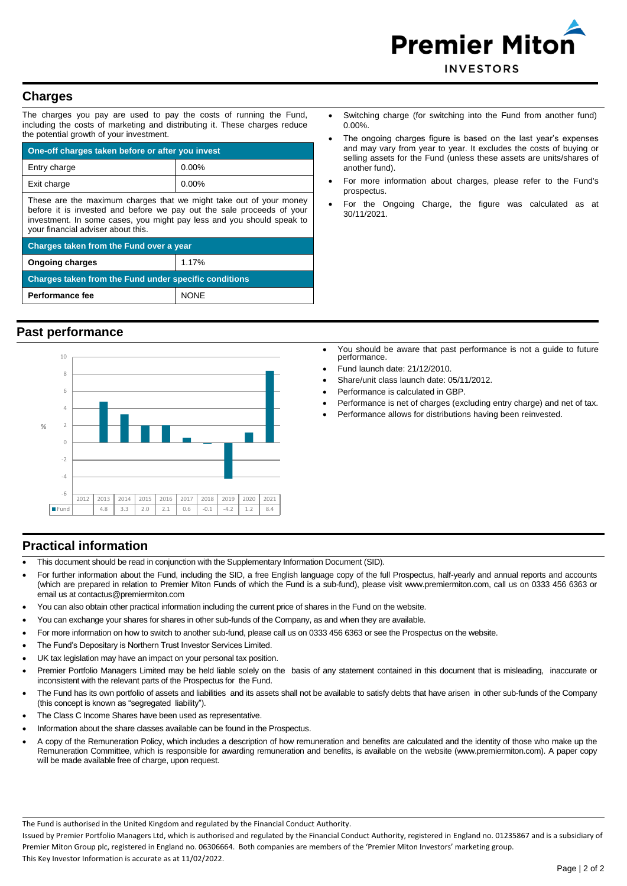## Charges

The charges you pay are used to pay the costs of running the Fund, including the costs of marketing and distributing it. These charges reduce the potential growth of your investment.

| One-off charges taken before or after you invest | |
|---|---|
| Entry charge | 0.00% |
| Exit charge | 0.00% |
| These are the maximum charges that we might take out of your money before it is invested and before we pay out the sale proceeds of your investment. In some cases, you might pay less and you should speak to your financial adviser about this. | |
| **Charges taken from the Fund over a year** | |
| **Ongoing charges** | 1.17% |
| **Charges taken from the Fund under specific conditions** | |
| **Performance fee** | NONE |

- Switching charge (for switching into the Fund from another fund) 0.00%.
- The ongoing charges figure is based on the last year's expenses and may vary from year to year. It excludes the costs of buying or selling assets for the Fund (unless these assets are units/shares of another fund).
- For more information about charges, please refer to the Fund's prospectus.
- For the Ongoing Charge, the figure was calculated as at 30/11/2021.

## Past performance

%

10
8
6
4
2
0
-2
-4
-6

2012 2013 2014 2015 2016 2017 2018 2019 2020 2021

Fund: 4.8 3.3 2.0 2.1 0.6 -0.1 -4.2 1.2 8.4

- You should be aware that past performance is not a guide to future performance.
- Fund launch date: 21/12/2010.
- Share/unit class launch date: 05/11/2012.
- Performance is calculated in GBP.
- Performance is net of charges (excluding entry charge) and net of tax.
- Performance allows for distributions having been reinvested.

## Practical information

- This document should be read in conjunction with the Supplementary Information Document (SID).
- For further information about the Fund, including the SID, a free English language copy of the full Prospectus, half-yearly and annual reports and accounts (which are prepared in relation to Premier Miton Funds of which the Fund is a sub-fund), please visit www.premiermiton.com, call us on 0333 456 6363 or email us at contactus@premiermiton.com
- You can also obtain other practical information including the current price of shares in the Fund on the website.
- You can exchange your shares for shares in other sub-funds of the Company, as and when they are available.
- For more information on how to switch to another sub-fund, please call us on 0333 456 6363 or see the Prospectus on the website.
- The Fund's Depositary is Northern Trust Investor Services Limited.
- UK tax legislation may have an impact on your personal tax position.
- Premier Portfolio Managers Limited may be held liable solely on the basis of any statement contained in this document that is misleading, inaccurate or inconsistent with the relevant parts of the Prospectus for the Fund.
- The Fund has its own portfolio of assets and liabilities and its assets shall not be available to satisfy debts that have arisen in other sub-funds of the Company (this concept is known as "segregated liability").
- The Class C Income Shares have been used as representative.
- Information about the share classes available can be found in the Prospectus.
- A copy of the Remuneration Policy, which includes a description of how remuneration and benefits are calculated and the identity of those who make up the Remuneration Committee, which is responsible for awarding remuneration and benefits, is available on the website (www.premiermiton.com). A paper copy will be made available free of charge, upon request.

The Fund is authorised in the United Kingdom and regulated by the Financial Conduct Authority.

Issued by Premier Portfolio Managers Ltd, which is authorised and regulated by the Financial Conduct Authority, registered in England no. 01235867 and is a subsidiary of Premier Miton Group plc, registered in England no. 06306664. Both companies are members of the 'Premier Miton Investors' marketing group.

This Key Investor Information is accurate as at 11/02/2022.